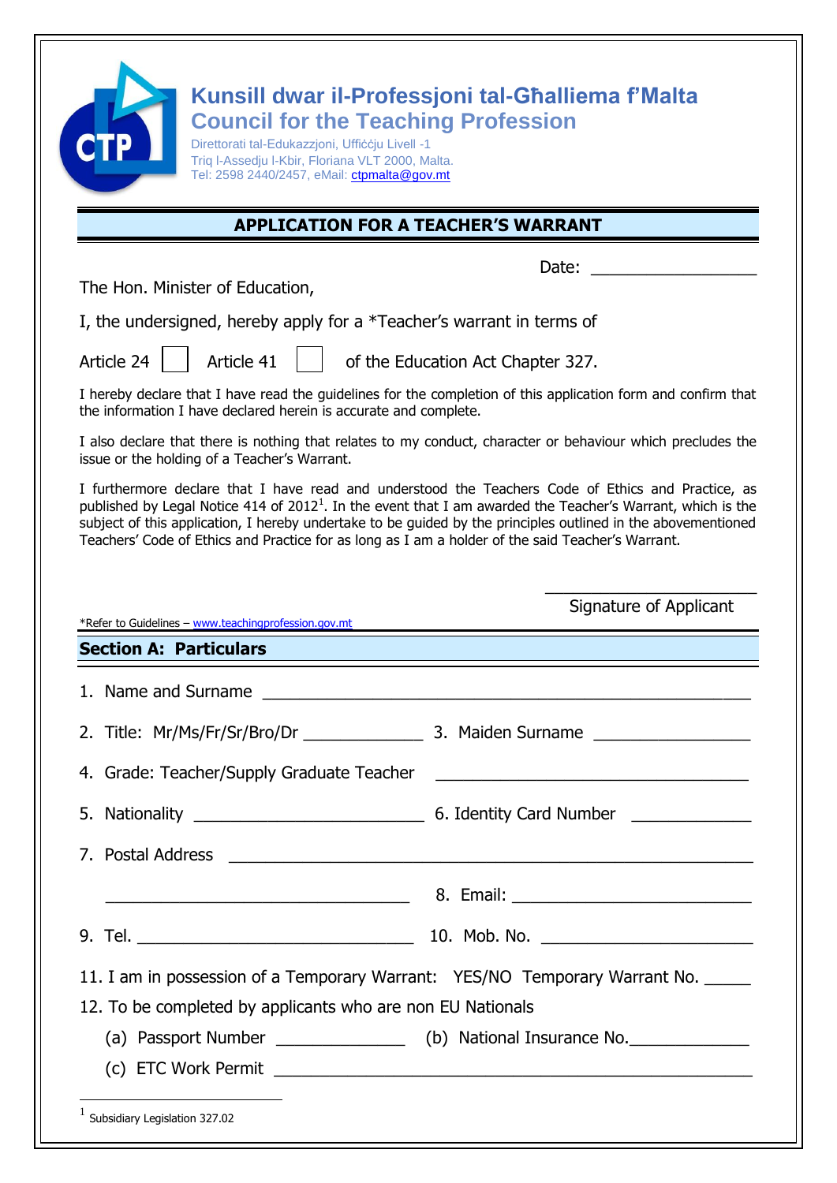# Kunsill dwar il-Professjoni tal-Għalliema f'Malta
## Council for the Teaching Profession

Direttorati tal-Edukazzjoni, Uffiċċju Livell -1
Triq l-Assedju l-Kbir, Floriana VLT 2000, Malta.
Tel: 2598 2440/2457, eMail: ctpmalta@gov.mt

## APPLICATION FOR A TEACHER'S WARRANT

Date: ________________

The Hon. Minister of Education,

I, the undersigned, hereby apply for a *Teacher's warrant in terms of

Article 24 ☐ Article 41 ☐ of the Education Act Chapter 327.

I hereby declare that I have read the guidelines for the completion of this application form and confirm that the information I have declared herein is accurate and complete.

I also declare that there is nothing that relates to my conduct, character or behaviour which precludes the issue or the holding of a Teacher's Warrant.

I furthermore declare that I have read and understood the Teachers Code of Ethics and Practice, as published by Legal Notice 414 of 2012[1]. In the event that I am awarded the Teacher's Warrant, which is the subject of this application, I hereby undertake to be guided by the principles outlined in the abovementioned Teachers' Code of Ethics and Practice for as long as I am a holder of the said Teacher's Warrant.

______________________
Signature of Applicant

*Refer to Guidelines – www.teachingprofession.gov.mt

## Section A: Particulars

1. Name and Surname ______________________________________________
2. Title: Mr/Ms/Fr/Sr/Bro/Dr ____________ 3. Maiden Surname ________________
4. Grade: Teacher/Supply Graduate Teacher ________________________________
5. Nationality ______________________ 6. Identity Card Number ____________
7. Postal Address ____________________________________________________

   ______________________________ 8. Email: ______________________
9. Tel. __________________________ 10. Mob. No. ____________________
11. I am in possession of a Temporary Warrant: YES/NO Temporary Warrant No. _____
12. To be completed by applicants who are non EU Nationals
    (a) Passport Number ____________ (b) National Insurance No.____________
    (c) ETC Work Permit ______________________________________________

[1] Subsidiary Legislation 327.02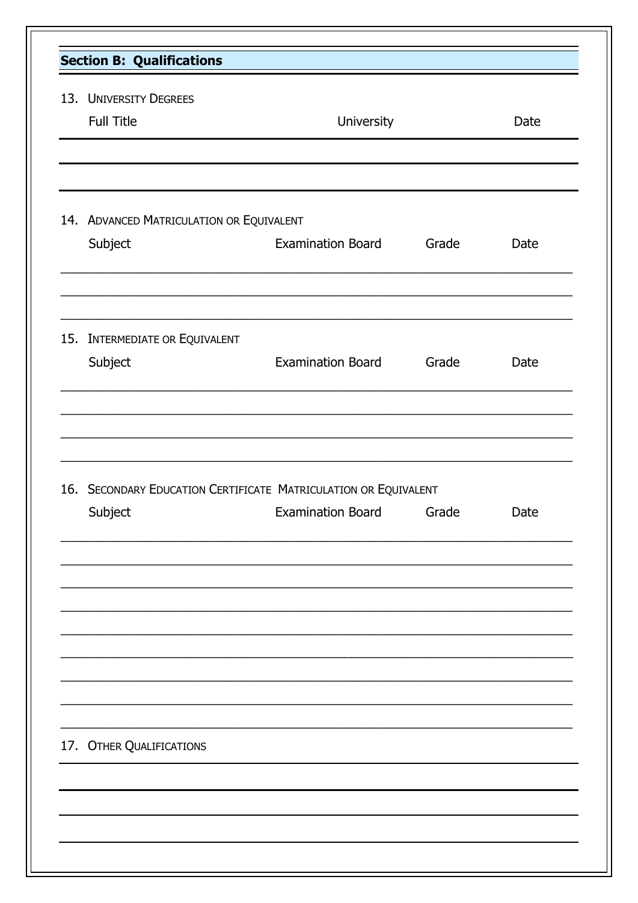## Section B: Qualifications

### 13. University Degrees

| Full Title | University | Date |
|---|---|---|
| | | |
| | | |

### 14. Advanced Matriculation or Equivalent

| Subject | Examination Board | Grade | Date |
|---|---|---|---|
| | | | |
| | | | |
| | | | |

### 15. Intermediate or Equivalent

| Subject | Examination Board | Grade | Date |
|---|---|---|---|
| | | | |
| | | | |
| | | | |
| | | | |

### 16. Secondary Education Certificate Matriculation or Equivalent

| Subject | Examination Board | Grade | Date |
|---|---|---|---|
| | | | |
| | | | |
| | | | |
| | | | |
| | | | |
| | | | |
| | | | |
| | | | |
| | | | |

### 17. Other Qualifications

______________________________________________

______________________________________________

______________________________________________

______________________________________________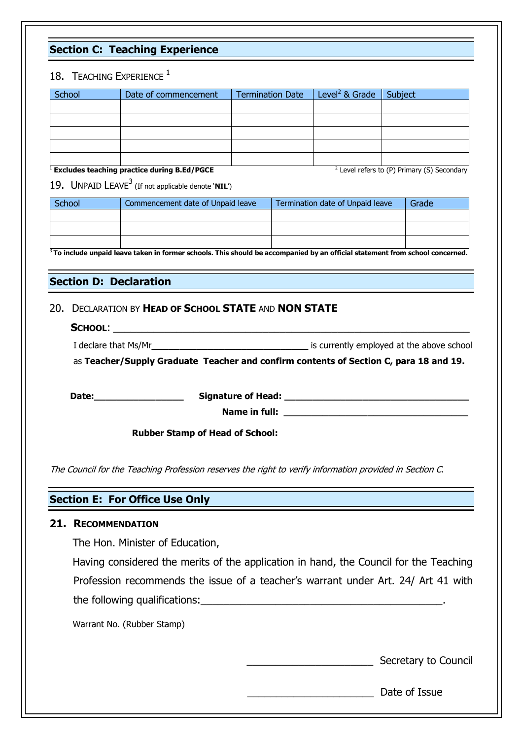## Section C: Teaching Experience

18. TEACHING EXPERIENCE [1]

| School | Date of commencement | Termination Date | Level[2] & Grade | Subject |
|---|---|---|---|---|
| | | | | |
| | | | | |
| | | | | |
| | | | | |
| | | | | |

[1] **Excludes teaching practice during B.Ed/PGCE**

[2] Level refers to (P) Primary (S) Secondary

19. UNPAID LEAVE[3] (If not applicable denote '**NIL**')

| School | Commencement date of Unpaid leave | Termination date of Unpaid leave | Grade |
|---|---|---|---|
| | | | |
| | | | |
| | | | |

[3] **To include unpaid leave taken in former schools. This should be accompanied by an official statement from school concerned.**

## Section D: Declaration

20. DECLARATION BY **HEAD OF SCHOOL STATE** AND **NON STATE**

**SCHOOL**: ___________________________________________________________________

I declare that Ms/Mr_______________________________ is currently employed at the above school as **Teacher/Supply Graduate Teacher and confirm contents of Section C, para 18 and 19.**

**Date:**________________ **Signature of Head:** ___________________________________

**Name in full:** ___________________________________

**Rubber Stamp of Head of School:**

*The Council for the Teaching Profession reserves the right to verify information provided in Section C.*

## Section E: For Office Use Only

**21. RECOMMENDATION**

The Hon. Minister of Education,

Having considered the merits of the application in hand, the Council for the Teaching Profession recommends the issue of a teacher's warrant under Art. 24/ Art 41 with the following qualifications:__________________________________________.

Warrant No. (Rubber Stamp)

______________________ Secretary to Council

______________________ Date of Issue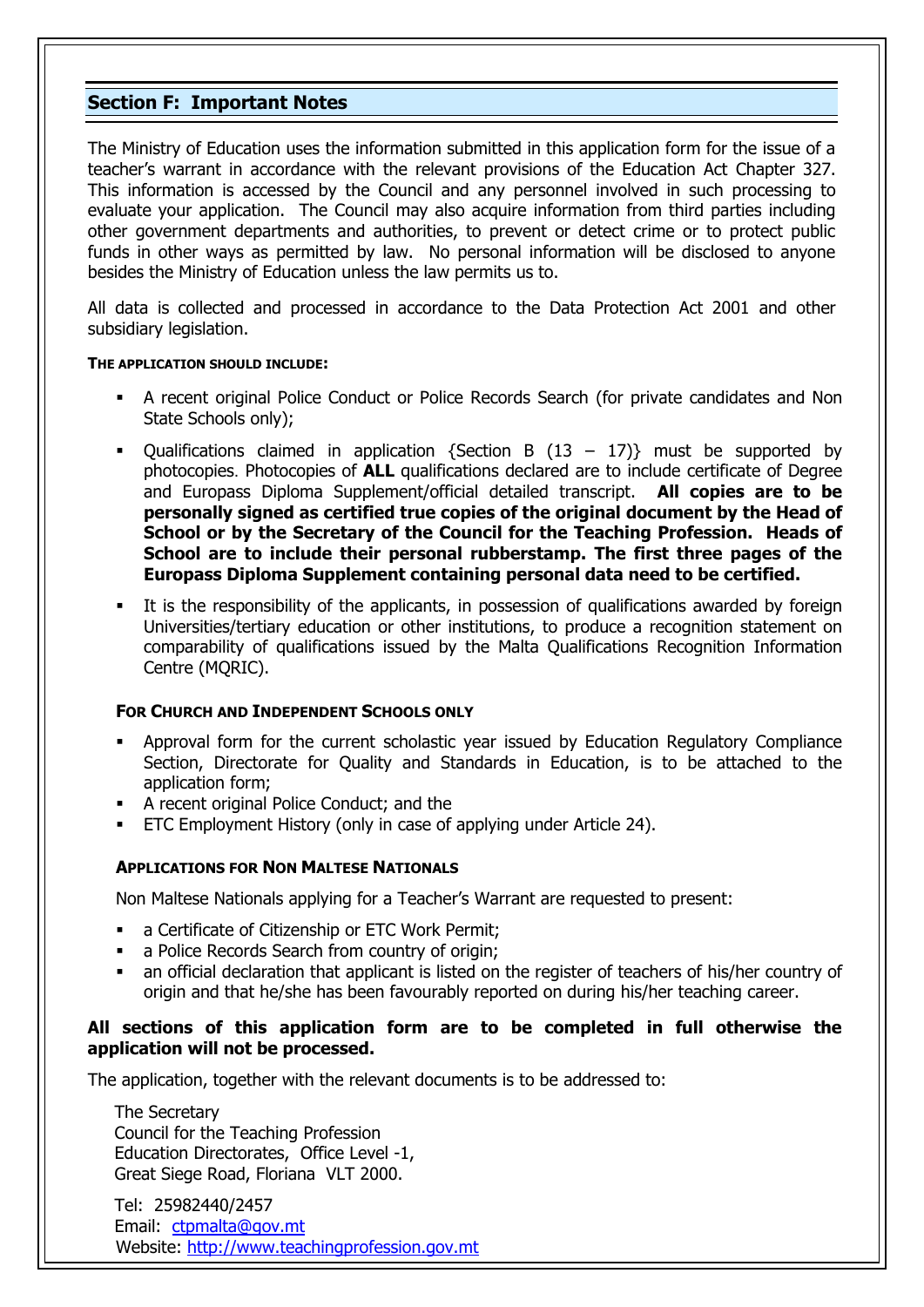## Section F: Important Notes

The Ministry of Education uses the information submitted in this application form for the issue of a teacher's warrant in accordance with the relevant provisions of the Education Act Chapter 327. This information is accessed by the Council and any personnel involved in such processing to evaluate your application. The Council may also acquire information from third parties including other government departments and authorities, to prevent or detect crime or to protect public funds in other ways as permitted by law. No personal information will be disclosed to anyone besides the Ministry of Education unless the law permits us to.

All data is collected and processed in accordance to the Data Protection Act 2001 and other subsidiary legislation.

**THE APPLICATION SHOULD INCLUDE:**

- A recent original Police Conduct or Police Records Search (for private candidates and Non State Schools only);
- Qualifications claimed in application {Section B (13 – 17)} must be supported by photocopies. Photocopies of **ALL** qualifications declared are to include certificate of Degree and Europass Diploma Supplement/official detailed transcript. **All copies are to be personally signed as certified true copies of the original document by the Head of School or by the Secretary of the Council for the Teaching Profession. Heads of School are to include their personal rubberstamp. The first three pages of the Europass Diploma Supplement containing personal data need to be certified.**
- It is the responsibility of the applicants, in possession of qualifications awarded by foreign Universities/tertiary education or other institutions, to produce a recognition statement on comparability of qualifications issued by the Malta Qualifications Recognition Information Centre (MQRIC).

**FOR CHURCH AND INDEPENDENT SCHOOLS ONLY**

- Approval form for the current scholastic year issued by Education Regulatory Compliance Section, Directorate for Quality and Standards in Education, is to be attached to the application form;
- A recent original Police Conduct; and the
- ETC Employment History (only in case of applying under Article 24).

**APPLICATIONS FOR NON MALTESE NATIONALS**

Non Maltese Nationals applying for a Teacher's Warrant are requested to present:

- a Certificate of Citizenship or ETC Work Permit;
- a Police Records Search from country of origin;
- an official declaration that applicant is listed on the register of teachers of his/her country of origin and that he/she has been favourably reported on during his/her teaching career.

**All sections of this application form are to be completed in full otherwise the application will not be processed.**

The application, together with the relevant documents is to be addressed to:

The Secretary
Council for the Teaching Profession
Education Directorates, Office Level -1,
Great Siege Road, Floriana VLT 2000.

Tel: 25982440/2457
Email: ctpmalta@gov.mt
Website: http://www.teachingprofession.gov.mt